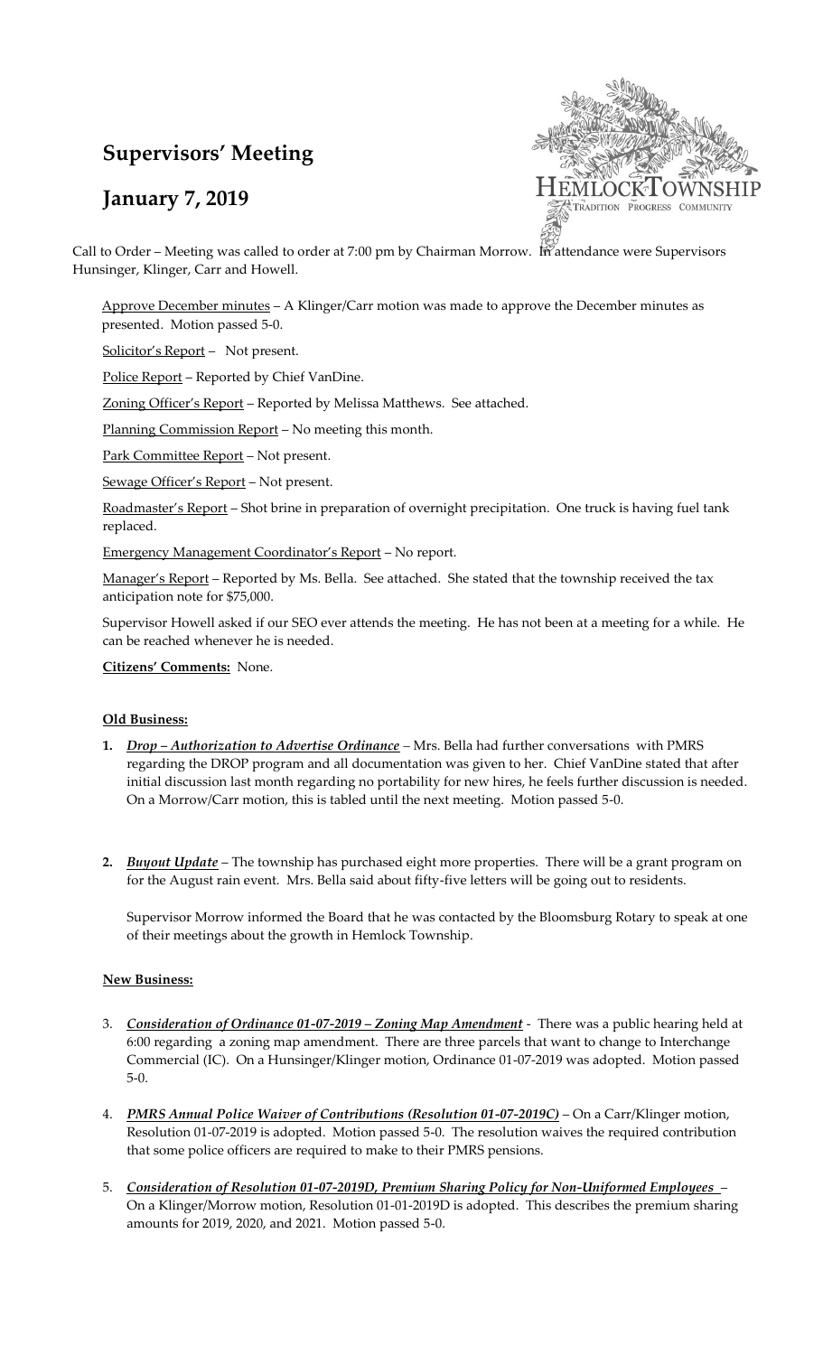# Supervisors' Meeting

## January 7, 2019

Call to Order – Meeting was called to order at 7:00 pm by Chairman Morrow. In attendance were Supervisors Hunsinger, Klinger, Carr and Howell.

Approve December minutes – A Klinger/Carr motion was made to approve the December minutes as presented. Motion passed 5-0.

Solicitor's Report – Not present.

Police Report – Reported by Chief VanDine.

Zoning Officer's Report – Reported by Melissa Matthews. See attached.

Planning Commission Report – No meeting this month.

Park Committee Report – Not present.

Sewage Officer's Report – Not present.

Roadmaster's Report – Shot brine in preparation of overnight precipitation. One truck is having fuel tank replaced.

Emergency Management Coordinator's Report – No report.

Manager's Report – Reported by Ms. Bella. See attached. She stated that the township received the tax anticipation note for $75,000.

Supervisor Howell asked if our SEO ever attends the meeting. He has not been at a meeting for a while. He can be reached whenever he is needed.

**Citizens' Comments:** None.

**Old Business:**

1. ***Drop – Authorization to Advertise Ordinance*** – Mrs. Bella had further conversations with PMRS regarding the DROP program and all documentation was given to her. Chief VanDine stated that after initial discussion last month regarding no portability for new hires, he feels further discussion is needed. On a Morrow/Carr motion, this is tabled until the next meeting. Motion passed 5-0.

2. ***Buyout Update*** – The township has purchased eight more properties. There will be a grant program on for the August rain event. Mrs. Bella said about fifty-five letters will be going out to residents.

   Supervisor Morrow informed the Board that he was contacted by the Bloomsburg Rotary to speak at one of their meetings about the growth in Hemlock Township.

**New Business:**

3. ***Consideration of Ordinance 01-07-2019 – Zoning Map Amendment*** - There was a public hearing held at 6:00 regarding a zoning map amendment. There are three parcels that want to change to Interchange Commercial (IC). On a Hunsinger/Klinger motion, Ordinance 01-07-2019 was adopted. Motion passed 5-0.

4. ***PMRS Annual Police Waiver of Contributions (Resolution 01-07-2019C)*** – On a Carr/Klinger motion, Resolution 01-07-2019 is adopted. Motion passed 5-0. The resolution waives the required contribution that some police officers are required to make to their PMRS pensions.

5. ***Consideration of Resolution 01-07-2019D, Premium Sharing Policy for Non-Uniformed Employees*** – On a Klinger/Morrow motion, Resolution 01-01-2019D is adopted. This describes the premium sharing amounts for 2019, 2020, and 2021. Motion passed 5-0.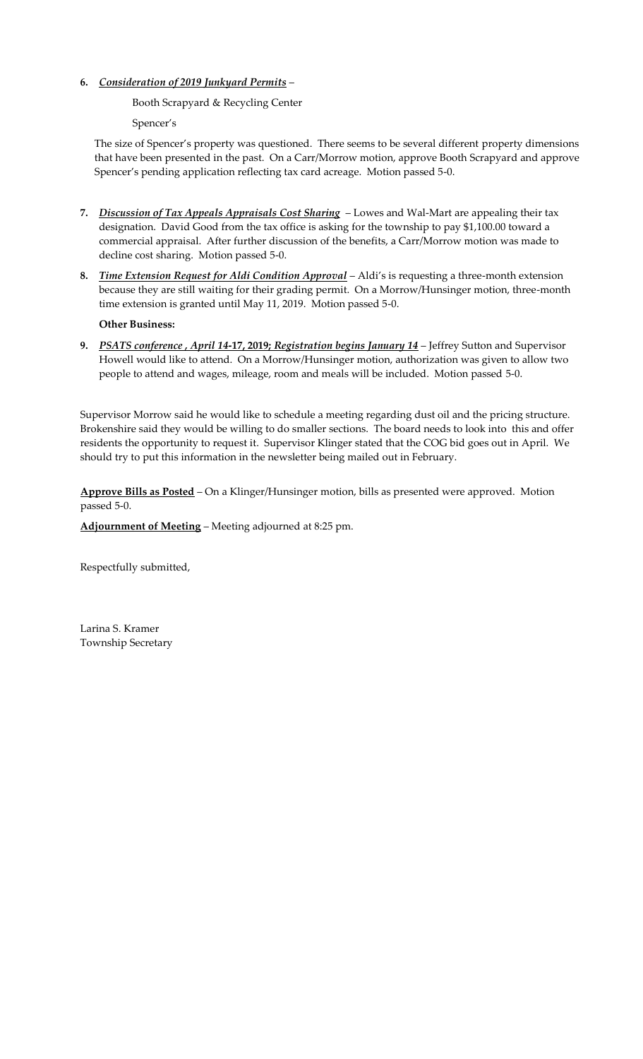6. ***Consideration of 2019 Junkyard Permits*** –

   Booth Scrapyard & Recycling Center

   Spencer's

   The size of Spencer's property was questioned. There seems to be several different property dimensions that have been presented in the past. On a Carr/Morrow motion, approve Booth Scrapyard and approve Spencer's pending application reflecting tax card acreage. Motion passed 5-0.

7. ***Discussion of Tax Appeals Appraisals Cost Sharing*** – Lowes and Wal-Mart are appealing their tax designation. David Good from the tax office is asking for the township to pay $1,100.00 toward a commercial appraisal. After further discussion of the benefits, a Carr/Morrow motion was made to decline cost sharing. Motion passed 5-0.

8. ***Time Extension Request for Aldi Condition Approval*** – Aldi's is requesting a three-month extension because they are still waiting for their grading permit. On a Morrow/Hunsinger motion, three-month time extension is granted until May 11, 2019. Motion passed 5-0.

**Other Business:**

9. ***PSATS conference , April 14-17, 2019; Registration begins January 14*** – Jeffrey Sutton and Supervisor Howell would like to attend. On a Morrow/Hunsinger motion, authorization was given to allow two people to attend and wages, mileage, room and meals will be included. Motion passed 5-0.

Supervisor Morrow said he would like to schedule a meeting regarding dust oil and the pricing structure. Brokenshire said they would be willing to do smaller sections. The board needs to look into this and offer residents the opportunity to request it. Supervisor Klinger stated that the COG bid goes out in April. We should try to put this information in the newsletter being mailed out in February.

**Approve Bills as Posted** – On a Klinger/Hunsinger motion, bills as presented were approved. Motion passed 5-0.

**Adjournment of Meeting** – Meeting adjourned at 8:25 pm.

Respectfully submitted,

Larina S. Kramer
Township Secretary